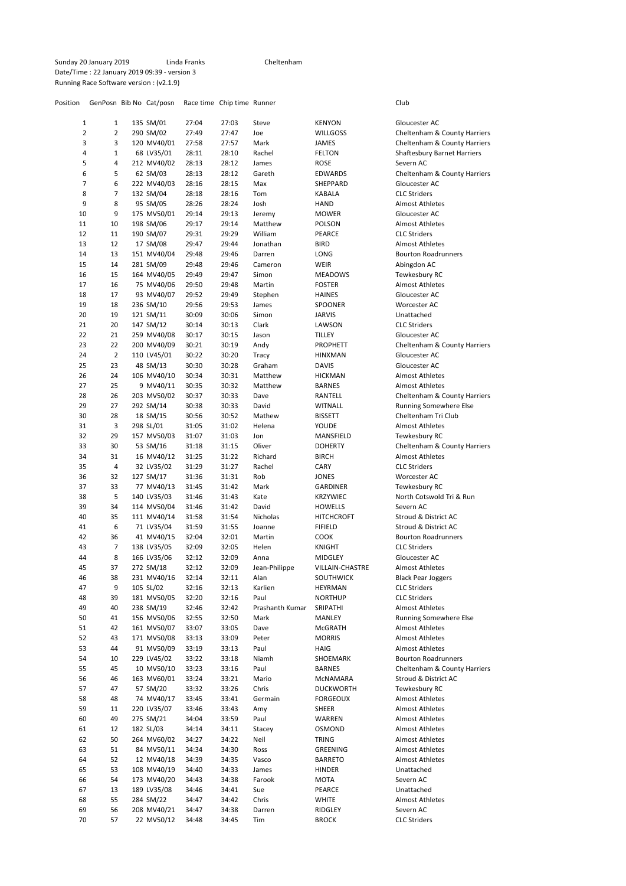Sunday 20 January 2019 Linda Franks Cheltenham
Date/Time : 22 January 2019 09:39 - version 3
Running Race Software version : (v2.1.9)

| Position | GenPosn | Bib No | Cat/posn | Race time | Chip time | Runner | | Club |
|---|---|---|---|---|---|---|---|---|
| 1 | 1 | 135 | SM/01 | 27:04 | 27:03 | Steve | KENYON | Gloucester AC |
| 2 | 2 | 290 | SM/02 | 27:49 | 27:47 | Joe | WILLGOSS | Cheltenham & County Harriers |
| 3 | 3 | 120 | MV40/01 | 27:58 | 27:57 | Mark | JAMES | Cheltenham & County Harriers |
| 4 | 1 | 68 | LV35/01 | 28:11 | 28:10 | Rachel | FELTON | Shaftesbury Barnet Harriers |
| 5 | 4 | 212 | MV40/02 | 28:13 | 28:12 | James | ROSE | Severn AC |
| 6 | 5 | 62 | SM/03 | 28:13 | 28:12 | Gareth | EDWARDS | Cheltenham & County Harriers |
| 7 | 6 | 222 | MV40/03 | 28:16 | 28:15 | Max | SHEPPARD | Gloucester AC |
| 8 | 7 | 132 | SM/04 | 28:18 | 28:16 | Tom | KABALA | CLC Striders |
| 9 | 8 | 95 | SM/05 | 28:26 | 28:24 | Josh | HAND | Almost Athletes |
| 10 | 9 | 175 | MV50/01 | 29:14 | 29:13 | Jeremy | MOWER | Gloucester AC |
| 11 | 10 | 198 | SM/06 | 29:17 | 29:14 | Matthew | POLSON | Almost Athletes |
| 12 | 11 | 190 | SM/07 | 29:31 | 29:29 | William | PEARCE | CLC Striders |
| 13 | 12 | 17 | SM/08 | 29:47 | 29:44 | Jonathan | BIRD | Almost Athletes |
| 14 | 13 | 151 | MV40/04 | 29:48 | 29:46 | Darren | LONG | Bourton Roadrunners |
| 15 | 14 | 281 | SM/09 | 29:48 | 29:46 | Cameron | WEIR | Abingdon AC |
| 16 | 15 | 164 | MV40/05 | 29:49 | 29:47 | Simon | MEADOWS | Tewkesbury RC |
| 17 | 16 | 75 | MV40/06 | 29:50 | 29:48 | Martin | FOSTER | Almost Athletes |
| 18 | 17 | 93 | MV40/07 | 29:52 | 29:49 | Stephen | HAINES | Gloucester AC |
| 19 | 18 | 236 | SM/10 | 29:56 | 29:53 | James | SPOONER | Worcester AC |
| 20 | 19 | 121 | SM/11 | 30:09 | 30:06 | Simon | JARVIS | Unattached |
| 21 | 20 | 147 | SM/12 | 30:14 | 30:13 | Clark | LAWSON | CLC Striders |
| 22 | 21 | 259 | MV40/08 | 30:17 | 30:15 | Jason | TILLEY | Gloucester AC |
| 23 | 22 | 200 | MV40/09 | 30:21 | 30:19 | Andy | PROPHETT | Cheltenham & County Harriers |
| 24 | 2 | 110 | LV45/01 | 30:22 | 30:20 | Tracy | HINXMAN | Gloucester AC |
| 25 | 23 | 48 | SM/13 | 30:30 | 30:28 | Graham | DAVIS | Gloucester AC |
| 26 | 24 | 106 | MV40/10 | 30:34 | 30:31 | Matthew | HICKMAN | Almost Athletes |
| 27 | 25 | 9 | MV40/11 | 30:35 | 30:32 | Matthew | BARNES | Almost Athletes |
| 28 | 26 | 203 | MV50/02 | 30:37 | 30:33 | Dave | RANTELL | Cheltenham & County Harriers |
| 29 | 27 | 292 | SM/14 | 30:38 | 30:33 | David | WITNALL | Running Somewhere Else |
| 30 | 28 | 18 | SM/15 | 30:56 | 30:52 | Mathew | BISSETT | Cheltenham Tri Club |
| 31 | 3 | 298 | SL/01 | 31:05 | 31:02 | Helena | YOUDE | Almost Athletes |
| 32 | 29 | 157 | MV50/03 | 31:07 | 31:03 | Jon | MANSFIELD | Tewkesbury RC |
| 33 | 30 | 53 | SM/16 | 31:18 | 31:15 | Oliver | DOHERTY | Cheltenham & County Harriers |
| 34 | 31 | 16 | MV40/12 | 31:25 | 31:22 | Richard | BIRCH | Almost Athletes |
| 35 | 4 | 32 | LV35/02 | 31:29 | 31:27 | Rachel | CARY | CLC Striders |
| 36 | 32 | 127 | SM/17 | 31:36 | 31:31 | Rob | JONES | Worcester AC |
| 37 | 33 | 77 | MV40/13 | 31:45 | 31:42 | Mark | GARDINER | Tewkesbury RC |
| 38 | 5 | 140 | LV35/03 | 31:46 | 31:43 | Kate | KRZYWIEC | North Cotswold Tri & Run |
| 39 | 34 | 114 | MV50/04 | 31:46 | 31:42 | David | HOWELLS | Severn AC |
| 40 | 35 | 111 | MV40/14 | 31:58 | 31:54 | Nicholas | HITCHCROFT | Stroud & District AC |
| 41 | 6 | 71 | LV35/04 | 31:59 | 31:55 | Joanne | FIFIELD | Stroud & District AC |
| 42 | 36 | 41 | MV40/15 | 32:04 | 32:01 | Martin | COOK | Bourton Roadrunners |
| 43 | 7 | 138 | LV35/05 | 32:09 | 32:05 | Helen | KNIGHT | CLC Striders |
| 44 | 8 | 166 | LV35/06 | 32:12 | 32:09 | Anna | MIDGLEY | Gloucester AC |
| 45 | 37 | 272 | SM/18 | 32:12 | 32:09 | Jean-Philippe | VILLAIN-CHASTRE | Almost Athletes |
| 46 | 38 | 231 | MV40/16 | 32:14 | 32:11 | Alan | SOUTHWICK | Black Pear Joggers |
| 47 | 9 | 105 | SL/02 | 32:16 | 32:13 | Karlien | HEYRMAN | CLC Striders |
| 48 | 39 | 181 | MV50/05 | 32:20 | 32:16 | Paul | NORTHUP | CLC Striders |
| 49 | 40 | 238 | SM/19 | 32:46 | 32:42 | Prashanth Kumar | SRIPATHI | Almost Athletes |
| 50 | 41 | 156 | MV50/06 | 32:55 | 32:50 | Mark | MANLEY | Running Somewhere Else |
| 51 | 42 | 161 | MV50/07 | 33:07 | 33:05 | Dave | McGRATH | Almost Athletes |
| 52 | 43 | 171 | MV50/08 | 33:13 | 33:09 | Peter | MORRIS | Almost Athletes |
| 53 | 44 | 91 | MV50/09 | 33:19 | 33:13 | Paul | HAIG | Almost Athletes |
| 54 | 10 | 229 | LV45/02 | 33:22 | 33:18 | Niamh | SHOEMARK | Bourton Roadrunners |
| 55 | 45 | 10 | MV50/10 | 33:23 | 33:16 | Paul | BARNES | Cheltenham & County Harriers |
| 56 | 46 | 163 | MV60/01 | 33:24 | 33:21 | Mario | McNAMARA | Stroud & District AC |
| 57 | 47 | 57 | SM/20 | 33:32 | 33:26 | Chris | DUCKWORTH | Tewkesbury RC |
| 58 | 48 | 74 | MV40/17 | 33:45 | 33:41 | Germain | FORGEOUX | Almost Athletes |
| 59 | 11 | 220 | LV35/07 | 33:46 | 33:43 | Amy | SHEER | Almost Athletes |
| 60 | 49 | 275 | SM/21 | 34:04 | 33:59 | Paul | WARREN | Almost Athletes |
| 61 | 12 | 182 | SL/03 | 34:14 | 34:11 | Stacey | OSMOND | Almost Athletes |
| 62 | 50 | 264 | MV60/02 | 34:27 | 34:22 | Neil | TRING | Almost Athletes |
| 63 | 51 | 84 | MV50/11 | 34:34 | 34:30 | Ross | GREENING | Almost Athletes |
| 64 | 52 | 12 | MV40/18 | 34:39 | 34:35 | Vasco | BARRETO | Almost Athletes |
| 65 | 53 | 108 | MV40/19 | 34:40 | 34:33 | James | HINDER | Unattached |
| 66 | 54 | 173 | MV40/20 | 34:43 | 34:38 | Farook | MOTA | Severn AC |
| 67 | 13 | 189 | LV35/08 | 34:46 | 34:41 | Sue | PEARCE | Unattached |
| 68 | 55 | 284 | SM/22 | 34:47 | 34:42 | Chris | WHITE | Almost Athletes |
| 69 | 56 | 208 | MV40/21 | 34:47 | 34:38 | Darren | RIDGLEY | Severn AC |
| 70 | 57 | 22 | MV50/12 | 34:48 | 34:45 | Tim | BROCK | CLC Striders |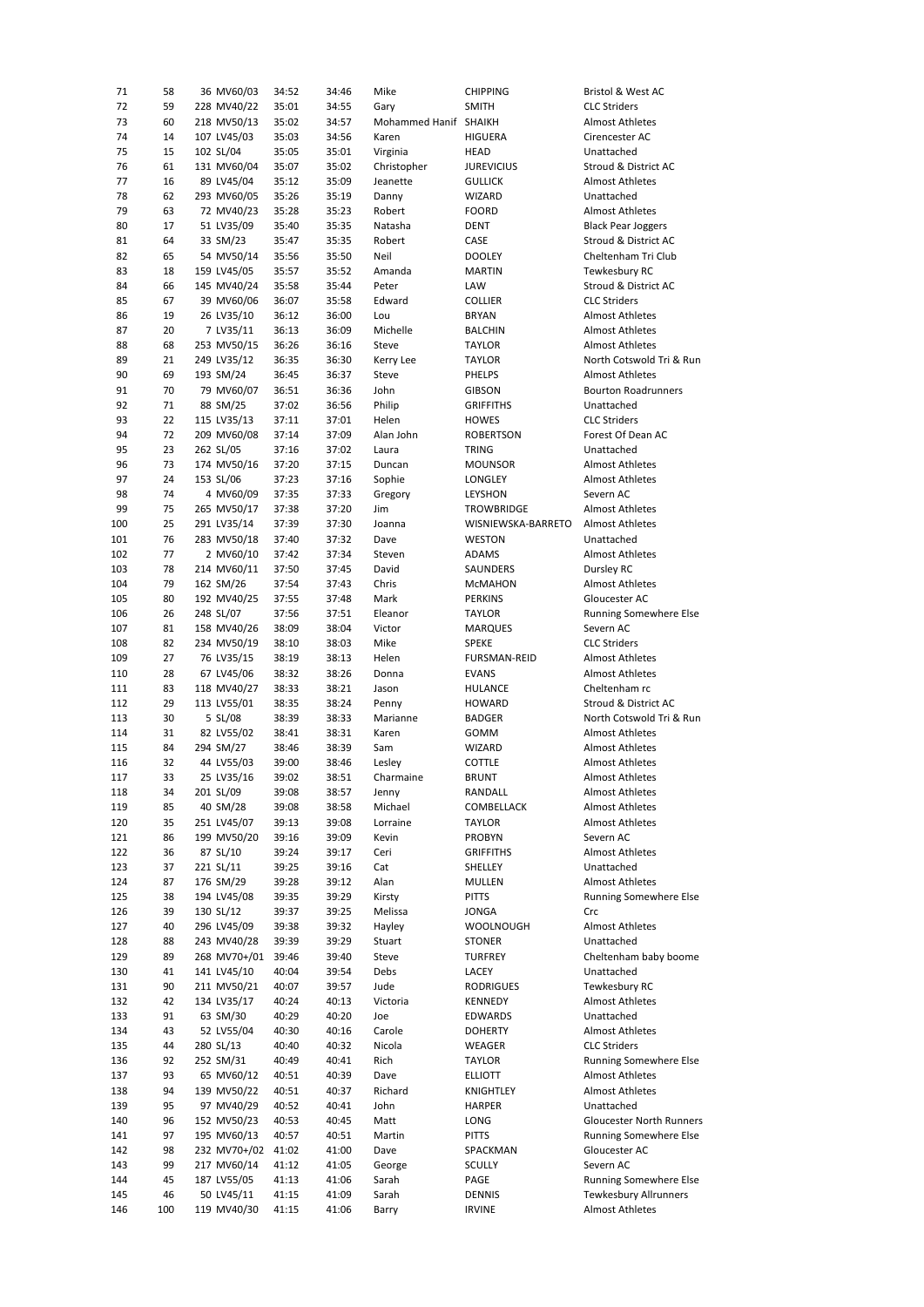| | | | | | | | | |
|---|---|---|---|---|---|---|---|---|
| 71 | 58 | 36 | MV60/03 | 34:52 | 34:46 | Mike | CHIPPING | Bristol & West AC |
| 72 | 59 | 228 | MV40/22 | 35:01 | 34:55 | Gary | SMITH | CLC Striders |
| 73 | 60 | 218 | MV50/13 | 35:02 | 34:57 | Mohammed Hanif | SHAIKH | Almost Athletes |
| 74 | 14 | 107 | LV45/03 | 35:03 | 34:56 | Karen | HIGUERA | Cirencester AC |
| 75 | 15 | 102 | SL/04 | 35:05 | 35:01 | Virginia | HEAD | Unattached |
| 76 | 61 | 131 | MV60/04 | 35:07 | 35:02 | Christopher | JUREVICIUS | Stroud & District AC |
| 77 | 16 | 89 | LV45/04 | 35:12 | 35:09 | Jeanette | GULLICK | Almost Athletes |
| 78 | 62 | 293 | MV60/05 | 35:26 | 35:19 | Danny | WIZARD | Unattached |
| 79 | 63 | 72 | MV40/23 | 35:28 | 35:23 | Robert | FOORD | Almost Athletes |
| 80 | 17 | 51 | LV35/09 | 35:40 | 35:35 | Natasha | DENT | Black Pear Joggers |
| 81 | 64 | 33 | SM/23 | 35:47 | 35:35 | Robert | CASE | Stroud & District AC |
| 82 | 65 | 54 | MV50/14 | 35:56 | 35:50 | Neil | DOOLEY | Cheltenham Tri Club |
| 83 | 18 | 159 | LV45/05 | 35:57 | 35:52 | Amanda | MARTIN | Tewkesbury RC |
| 84 | 66 | 145 | MV40/24 | 35:58 | 35:44 | Peter | LAW | Stroud & District AC |
| 85 | 67 | 39 | MV60/06 | 36:07 | 35:58 | Edward | COLLIER | CLC Striders |
| 86 | 19 | 26 | LV35/10 | 36:12 | 36:00 | Lou | BRYAN | Almost Athletes |
| 87 | 20 | 7 | LV35/11 | 36:13 | 36:09 | Michelle | BALCHIN | Almost Athletes |
| 88 | 68 | 253 | MV50/15 | 36:26 | 36:16 | Steve | TAYLOR | Almost Athletes |
| 89 | 21 | 249 | LV35/12 | 36:35 | 36:30 | Kerry Lee | TAYLOR | North Cotswold Tri & Run |
| 90 | 69 | 193 | SM/24 | 36:45 | 36:37 | Steve | PHELPS | Almost Athletes |
| 91 | 70 | 79 | MV60/07 | 36:51 | 36:36 | John | GIBSON | Bourton Roadrunners |
| 92 | 71 | 88 | SM/25 | 37:02 | 36:56 | Philip | GRIFFITHS | Unattached |
| 93 | 22 | 115 | LV35/13 | 37:11 | 37:01 | Helen | HOWES | CLC Striders |
| 94 | 72 | 209 | MV60/08 | 37:14 | 37:09 | Alan John | ROBERTSON | Forest Of Dean AC |
| 95 | 23 | 262 | SL/05 | 37:16 | 37:02 | Laura | TRING | Unattached |
| 96 | 73 | 174 | MV50/16 | 37:20 | 37:15 | Duncan | MOUNSOR | Almost Athletes |
| 97 | 24 | 153 | SL/06 | 37:23 | 37:16 | Sophie | LONGLEY | Almost Athletes |
| 98 | 74 | 4 | MV60/09 | 37:35 | 37:33 | Gregory | LEYSHON | Severn AC |
| 99 | 75 | 265 | MV50/17 | 37:38 | 37:20 | Jim | TROWBRIDGE | Almost Athletes |
| 100 | 25 | 291 | LV35/14 | 37:39 | 37:30 | Joanna | WISNIEWSKA-BARRETO | Almost Athletes |
| 101 | 76 | 283 | MV50/18 | 37:40 | 37:32 | Dave | WESTON | Unattached |
| 102 | 77 | 2 | MV60/10 | 37:42 | 37:34 | Steven | ADAMS | Almost Athletes |
| 103 | 78 | 214 | MV60/11 | 37:50 | 37:45 | David | SAUNDERS | Dursley RC |
| 104 | 79 | 162 | SM/26 | 37:54 | 37:43 | Chris | McMAHON | Almost Athletes |
| 105 | 80 | 192 | MV40/25 | 37:55 | 37:48 | Mark | PERKINS | Gloucester AC |
| 106 | 26 | 248 | SL/07 | 37:56 | 37:51 | Eleanor | TAYLOR | Running Somewhere Else |
| 107 | 81 | 158 | MV40/26 | 38:09 | 38:04 | Victor | MARQUES | Severn AC |
| 108 | 82 | 234 | MV50/19 | 38:10 | 38:03 | Mike | SPEKE | CLC Striders |
| 109 | 27 | 76 | LV35/15 | 38:19 | 38:13 | Helen | FURSMAN-REID | Almost Athletes |
| 110 | 28 | 67 | LV45/06 | 38:32 | 38:26 | Donna | EVANS | Almost Athletes |
| 111 | 83 | 118 | MV40/27 | 38:33 | 38:21 | Jason | HULANCE | Cheltenham rc |
| 112 | 29 | 113 | LV55/01 | 38:35 | 38:24 | Penny | HOWARD | Stroud & District AC |
| 113 | 30 | 5 | SL/08 | 38:39 | 38:33 | Marianne | BADGER | North Cotswold Tri & Run |
| 114 | 31 | 82 | LV55/02 | 38:41 | 38:31 | Karen | GOMM | Almost Athletes |
| 115 | 84 | 294 | SM/27 | 38:46 | 38:39 | Sam | WIZARD | Almost Athletes |
| 116 | 32 | 44 | LV55/03 | 39:00 | 38:46 | Lesley | COTTLE | Almost Athletes |
| 117 | 33 | 25 | LV35/16 | 39:02 | 38:51 | Charmaine | BRUNT | Almost Athletes |
| 118 | 34 | 201 | SL/09 | 39:08 | 38:57 | Jenny | RANDALL | Almost Athletes |
| 119 | 85 | 40 | SM/28 | 39:08 | 38:58 | Michael | COMBELLACK | Almost Athletes |
| 120 | 35 | 251 | LV45/07 | 39:13 | 39:08 | Lorraine | TAYLOR | Almost Athletes |
| 121 | 86 | 199 | MV50/20 | 39:16 | 39:09 | Kevin | PROBYN | Severn AC |
| 122 | 36 | 87 | SL/10 | 39:24 | 39:17 | Ceri | GRIFFITHS | Almost Athletes |
| 123 | 37 | 221 | SL/11 | 39:25 | 39:16 | Cat | SHELLEY | Unattached |
| 124 | 87 | 176 | SM/29 | 39:28 | 39:12 | Alan | MULLEN | Almost Athletes |
| 125 | 38 | 194 | LV45/08 | 39:35 | 39:29 | Kirsty | PITTS | Running Somewhere Else |
| 126 | 39 | 130 | SL/12 | 39:37 | 39:25 | Melissa | JONGA | Crc |
| 127 | 40 | 296 | LV45/09 | 39:38 | 39:32 | Hayley | WOOLNOUGH | Almost Athletes |
| 128 | 88 | 243 | MV40/28 | 39:39 | 39:29 | Stuart | STONER | Unattached |
| 129 | 89 | 268 | MV70+/01 | 39:46 | 39:40 | Steve | TURFREY | Cheltenham baby boome |
| 130 | 41 | 141 | LV45/10 | 40:04 | 39:54 | Debs | LACEY | Unattached |
| 131 | 90 | 211 | MV50/21 | 40:07 | 39:57 | Jude | RODRIGUES | Tewkesbury RC |
| 132 | 42 | 134 | LV35/17 | 40:24 | 40:13 | Victoria | KENNEDY | Almost Athletes |
| 133 | 91 | 63 | SM/30 | 40:29 | 40:20 | Joe | EDWARDS | Unattached |
| 134 | 43 | 52 | LV55/04 | 40:30 | 40:16 | Carole | DOHERTY | Almost Athletes |
| 135 | 44 | 280 | SL/13 | 40:40 | 40:32 | Nicola | WEAGER | CLC Striders |
| 136 | 92 | 252 | SM/31 | 40:49 | 40:41 | Rich | TAYLOR | Running Somewhere Else |
| 137 | 93 | 65 | MV60/12 | 40:51 | 40:39 | Dave | ELLIOTT | Almost Athletes |
| 138 | 94 | 139 | MV50/22 | 40:51 | 40:37 | Richard | KNIGHTLEY | Almost Athletes |
| 139 | 95 | 97 | MV40/29 | 40:52 | 40:41 | John | HARPER | Unattached |
| 140 | 96 | 152 | MV50/23 | 40:53 | 40:45 | Matt | LONG | Gloucester North Runners |
| 141 | 97 | 195 | MV60/13 | 40:57 | 40:51 | Martin | PITTS | Running Somewhere Else |
| 142 | 98 | 232 | MV70+/02 | 41:00 | 41:00 | Dave | SPACKMAN | Gloucester AC |
| 143 | 99 | 217 | MV60/14 | 41:12 | 41:05 | George | SCULLY | Severn AC |
| 144 | 45 | 187 | LV55/05 | 41:13 | 41:06 | Sarah | PAGE | Running Somewhere Else |
| 145 | 46 | 50 | LV45/11 | 41:15 | 41:09 | Sarah | DENNIS | Tewkesbury Allrunners |
| 146 | 100 | 119 | MV40/30 | 41:15 | 41:06 | Barry | IRVINE | Almost Athletes |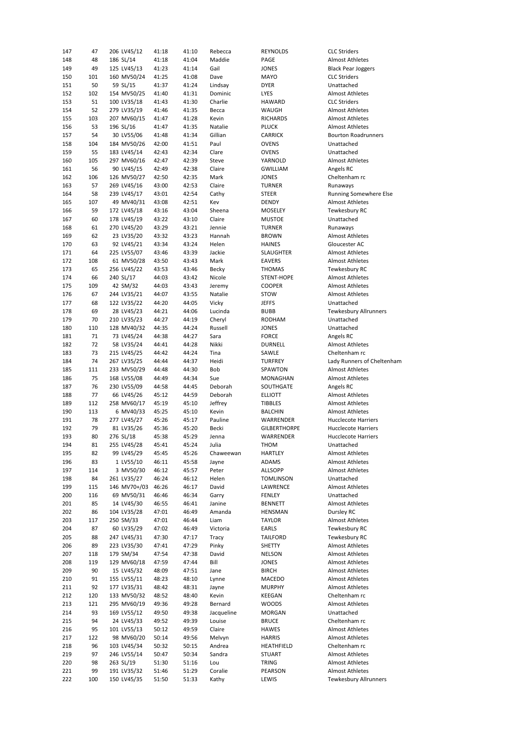| | | | | | | | | |
|---|---|---|---|---|---|---|---|---|
| 147 | 47 | 206 | LV45/12 | 41:18 | 41:10 | Rebecca | REYNOLDS | CLC Striders |
| 148 | 48 | 186 | SL/14 | 41:18 | 41:04 | Maddie | PAGE | Almost Athletes |
| 149 | 49 | 125 | LV45/13 | 41:23 | 41:14 | Gail | JONES | Black Pear Joggers |
| 150 | 101 | 160 | MV50/24 | 41:25 | 41:08 | Dave | MAYO | CLC Striders |
| 151 | 50 | 59 | SL/15 | 41:37 | 41:24 | Lindsay | DYER | Unattached |
| 152 | 102 | 154 | MV50/25 | 41:40 | 41:31 | Dominic | LYES | Almost Athletes |
| 153 | 51 | 100 | LV35/18 | 41:43 | 41:30 | Charlie | HAWARD | CLC Striders |
| 154 | 52 | 279 | LV35/19 | 41:46 | 41:35 | Becca | WAUGH | Almost Athletes |
| 155 | 103 | 207 | MV60/15 | 41:47 | 41:28 | Kevin | RICHARDS | Almost Athletes |
| 156 | 53 | 196 | SL/16 | 41:47 | 41:35 | Natalie | PLUCK | Almost Athletes |
| 157 | 54 | 30 | LV55/06 | 41:48 | 41:34 | Gillian | CARRICK | Bourton Roadrunners |
| 158 | 104 | 184 | MV50/26 | 42:00 | 41:51 | Paul | OVENS | Unattached |
| 159 | 55 | 183 | LV45/14 | 42:43 | 42:34 | Clare | OVENS | Unattached |
| 160 | 105 | 297 | MV60/16 | 42:47 | 42:39 | Steve | YARNOLD | Almost Athletes |
| 161 | 56 | 90 | LV45/15 | 42:49 | 42:38 | Claire | GWILLIAM | Angels RC |
| 162 | 106 | 126 | MV50/27 | 42:50 | 42:35 | Mark | JONES | Cheltenham rc |
| 163 | 57 | 269 | LV45/16 | 43:00 | 42:53 | Claire | TURNER | Runaways |
| 164 | 58 | 239 | LV45/17 | 43:01 | 42:54 | Cathy | STEER | Running Somewhere Else |
| 165 | 107 | 49 | MV40/31 | 43:08 | 42:51 | Kev | DENDY | Almost Athletes |
| 166 | 59 | 172 | LV45/18 | 43:16 | 43:04 | Sheena | MOSELEY | Tewkesbury RC |
| 167 | 60 | 178 | LV45/19 | 43:22 | 43:10 | Claire | MUSTOE | Unattached |
| 168 | 61 | 270 | LV45/20 | 43:29 | 43:21 | Jennie | TURNER | Runaways |
| 169 | 62 | 23 | LV35/20 | 43:32 | 43:23 | Hannah | BROWN | Almost Athletes |
| 170 | 63 | 92 | LV45/21 | 43:34 | 43:24 | Helen | HAINES | Gloucester AC |
| 171 | 64 | 225 | LV55/07 | 43:46 | 43:39 | Jackie | SLAUGHTER | Almost Athletes |
| 172 | 108 | 61 | MV50/28 | 43:50 | 43:43 | Mark | EAVERS | Almost Athletes |
| 173 | 65 | 256 | LV45/22 | 43:53 | 43:46 | Becky | THOMAS | Tewkesbury RC |
| 174 | 66 | 240 | SL/17 | 44:03 | 43:42 | Nicole | STENT-HOPE | Almost Athletes |
| 175 | 109 | 42 | SM/32 | 44:03 | 43:43 | Jeremy | COOPER | Almost Athletes |
| 176 | 67 | 244 | LV35/21 | 44:07 | 43:55 | Natalie | STOW | Almost Athletes |
| 177 | 68 | 122 | LV35/22 | 44:20 | 44:05 | Vicky | JEFFS | Unattached |
| 178 | 69 | 28 | LV45/23 | 44:21 | 44:06 | Lucinda | BUBB | Tewkesbury Allrunners |
| 179 | 70 | 210 | LV35/23 | 44:27 | 44:19 | Cheryl | RODHAM | Unattached |
| 180 | 110 | 128 | MV40/32 | 44:35 | 44:24 | Russell | JONES | Unattached |
| 181 | 71 | 73 | LV45/24 | 44:38 | 44:27 | Sara | FORCE | Angels RC |
| 182 | 72 | 58 | LV35/24 | 44:41 | 44:28 | Nikki | DURNELL | Almost Athletes |
| 183 | 73 | 215 | LV45/25 | 44:42 | 44:24 | Tina | SAWLE | Cheltenham rc |
| 184 | 74 | 267 | LV35/25 | 44:44 | 44:37 | Heidi | TURFREY | Lady Runners of Cheltenham |
| 185 | 111 | 233 | MV50/29 | 44:48 | 44:30 | Bob | SPAWTON | Almost Athletes |
| 186 | 75 | 168 | LV55/08 | 44:49 | 44:34 | Sue | MONAGHAN | Almost Athletes |
| 187 | 76 | 230 | LV55/09 | 44:58 | 44:45 | Deborah | SOUTHGATE | Angels RC |
| 188 | 77 | 66 | LV45/26 | 45:12 | 44:59 | Deborah | ELLIOTT | Almost Athletes |
| 189 | 112 | 258 | MV60/17 | 45:19 | 45:10 | Jeffrey | TIBBLES | Almost Athletes |
| 190 | 113 | 6 | MV40/33 | 45:25 | 45:10 | Kevin | BALCHIN | Almost Athletes |
| 191 | 78 | 277 | LV45/27 | 45:26 | 45:17 | Pauline | WARRENDER | Hucclecote Harriers |
| 192 | 79 | 81 | LV35/26 | 45:36 | 45:20 | Becki | GILBERTHORPE | Hucclecote Harriers |
| 193 | 80 | 276 | SL/18 | 45:38 | 45:29 | Jenna | WARRENDER | Hucclecote Harriers |
| 194 | 81 | 255 | LV45/28 | 45:41 | 45:24 | Julia | THOM | Unattached |
| 195 | 82 | 99 | LV45/29 | 45:45 | 45:26 | Chaweewan | HARTLEY | Almost Athletes |
| 196 | 83 | 1 | LV55/10 | 46:11 | 45:58 | Jayne | ADAMS | Almost Athletes |
| 197 | 114 | 3 | MV50/30 | 46:12 | 45:57 | Peter | ALLSOPP | Almost Athletes |
| 198 | 84 | 261 | LV35/27 | 46:24 | 46:12 | Helen | TOMLINSON | Unattached |
| 199 | 115 | 146 | MV70+/03 | 46:26 | 46:17 | David | LAWRENCE | Almost Athletes |
| 200 | 116 | 69 | MV50/31 | 46:46 | 46:34 | Garry | FENLEY | Unattached |
| 201 | 85 | 14 | LV45/30 | 46:55 | 46:41 | Janine | BENNETT | Almost Athletes |
| 202 | 86 | 104 | LV35/28 | 47:01 | 46:49 | Amanda | HENSMAN | Dursley RC |
| 203 | 117 | 250 | SM/33 | 47:01 | 46:44 | Liam | TAYLOR | Almost Athletes |
| 204 | 87 | 60 | LV35/29 | 47:02 | 46:49 | Victoria | EARLS | Tewkesbury RC |
| 205 | 88 | 247 | LV45/31 | 47:30 | 47:17 | Tracy | TAILFORD | Tewkesbury RC |
| 206 | 89 | 223 | LV35/30 | 47:41 | 47:29 | Pinky | SHETTY | Almost Athletes |
| 207 | 118 | 179 | SM/34 | 47:54 | 47:38 | David | NELSON | Almost Athletes |
| 208 | 119 | 129 | MV60/18 | 47:59 | 47:44 | Bill | JONES | Almost Athletes |
| 209 | 90 | 15 | LV45/32 | 48:09 | 47:51 | Jane | BIRCH | Almost Athletes |
| 210 | 91 | 155 | LV55/11 | 48:23 | 48:10 | Lynne | MACEDO | Almost Athletes |
| 211 | 92 | 177 | LV35/31 | 48:42 | 48:31 | Jayne | MURPHY | Almost Athletes |
| 212 | 120 | 133 | MV50/32 | 48:52 | 48:40 | Kevin | KEEGAN | Cheltenham rc |
| 213 | 121 | 295 | MV60/19 | 49:36 | 49:28 | Bernard | WOODS | Almost Athletes |
| 214 | 93 | 169 | LV55/12 | 49:50 | 49:38 | Jacqueline | MORGAN | Unattached |
| 215 | 94 | 24 | LV45/33 | 49:52 | 49:39 | Louise | BRUCE | Cheltenham rc |
| 216 | 95 | 101 | LV55/13 | 50:12 | 49:59 | Claire | HAWES | Almost Athletes |
| 217 | 122 | 98 | MV60/20 | 50:14 | 49:56 | Melvyn | HARRIS | Almost Athletes |
| 218 | 96 | 103 | LV45/34 | 50:32 | 50:15 | Andrea | HEATHFIELD | Cheltenham rc |
| 219 | 97 | 246 | LV55/14 | 50:47 | 50:34 | Sandra | STUART | Almost Athletes |
| 220 | 98 | 263 | SL/19 | 51:30 | 51:16 | Lou | TRING | Almost Athletes |
| 221 | 99 | 191 | LV35/32 | 51:46 | 51:29 | Coralie | PEARSON | Almost Athletes |
| 222 | 100 | 150 | LV45/35 | 51:50 | 51:33 | Kathy | LEWIS | Tewkesbury Allrunners |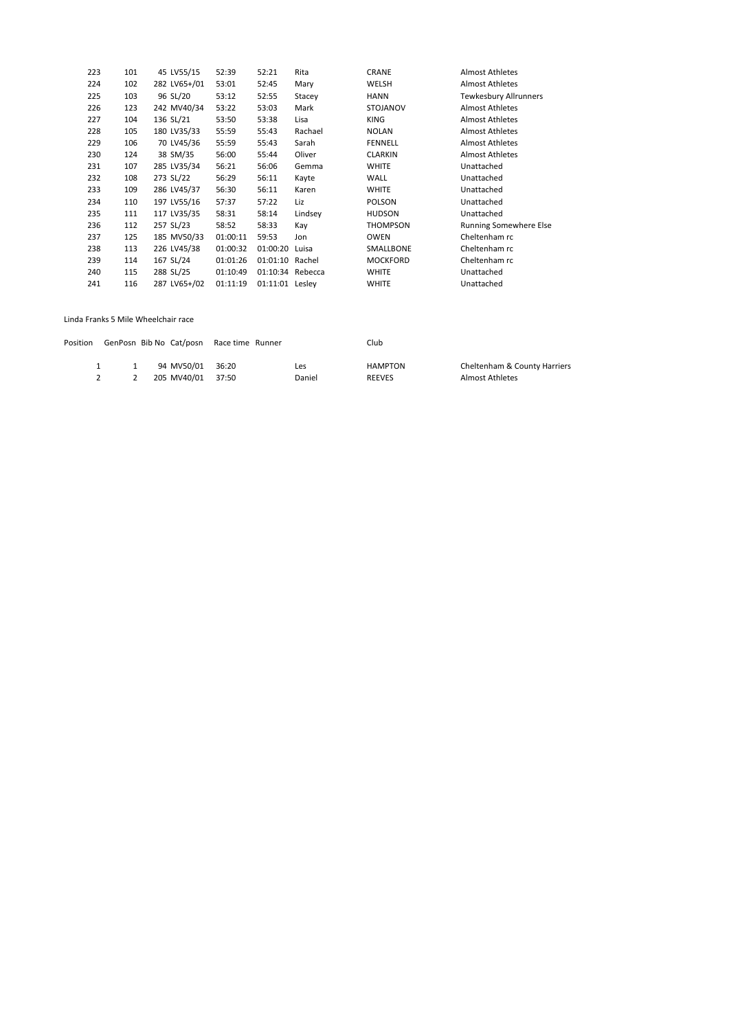| | | | | | | | | |
|---|---|---|---|---|---|---|---|---|
| 223 | 101 | 45 | LV55/15 | 52:39 | 52:21 | Rita | CRANE | Almost Athletes |
| 224 | 102 | 282 | LV65+/01 | 53:01 | 52:45 | Mary | WELSH | Almost Athletes |
| 225 | 103 | 96 | SL/20 | 53:12 | 52:55 | Stacey | HANN | Tewkesbury Allrunners |
| 226 | 123 | 242 | MV40/34 | 53:22 | 53:03 | Mark | STOJANOV | Almost Athletes |
| 227 | 104 | 136 | SL/21 | 53:50 | 53:38 | Lisa | KING | Almost Athletes |
| 228 | 105 | 180 | LV35/33 | 55:59 | 55:43 | Rachael | NOLAN | Almost Athletes |
| 229 | 106 | 70 | LV45/36 | 55:59 | 55:43 | Sarah | FENNELL | Almost Athletes |
| 230 | 124 | 38 | SM/35 | 56:00 | 55:44 | Oliver | CLARKIN | Almost Athletes |
| 231 | 107 | 285 | LV35/34 | 56:21 | 56:06 | Gemma | WHITE | Unattached |
| 232 | 108 | 273 | SL/22 | 56:29 | 56:11 | Kayte | WALL | Unattached |
| 233 | 109 | 286 | LV45/37 | 56:30 | 56:11 | Karen | WHITE | Unattached |
| 234 | 110 | 197 | LV55/16 | 57:37 | 57:22 | Liz | POLSON | Unattached |
| 235 | 111 | 117 | LV35/35 | 58:31 | 58:14 | Lindsey | HUDSON | Unattached |
| 236 | 112 | 257 | SL/23 | 58:52 | 58:33 | Kay | THOMPSON | Running Somewhere Else |
| 237 | 125 | 185 | MV50/33 | 01:00:11 | 59:53 | Jon | OWEN | Cheltenham rc |
| 238 | 113 | 226 | LV45/38 | 01:00:32 | 01:00:20 | Luisa | SMALLBONE | Cheltenham rc |
| 239 | 114 | 167 | SL/24 | 01:01:26 | 01:01:10 | Rachel | MOCKFORD | Cheltenham rc |
| 240 | 115 | 288 | SL/25 | 01:10:49 | 01:10:34 | Rebecca | WHITE | Unattached |
| 241 | 116 | 287 | LV65+/02 | 01:11:19 | 01:11:01 | Lesley | WHITE | Unattached |

Linda Franks 5 Mile Wheelchair race

| Position | GenPosn | Bib No | Cat/posn | Race time | Runner | | Club |
|---|---|---|---|---|---|---|---|
| 1 | 1 | 94 | MV50/01 | 36:20 | Les | HAMPTON | Cheltenham & County Harriers |
| 2 | 2 | 205 | MV40/01 | 37:50 | Daniel | REEVES | Almost Athletes |